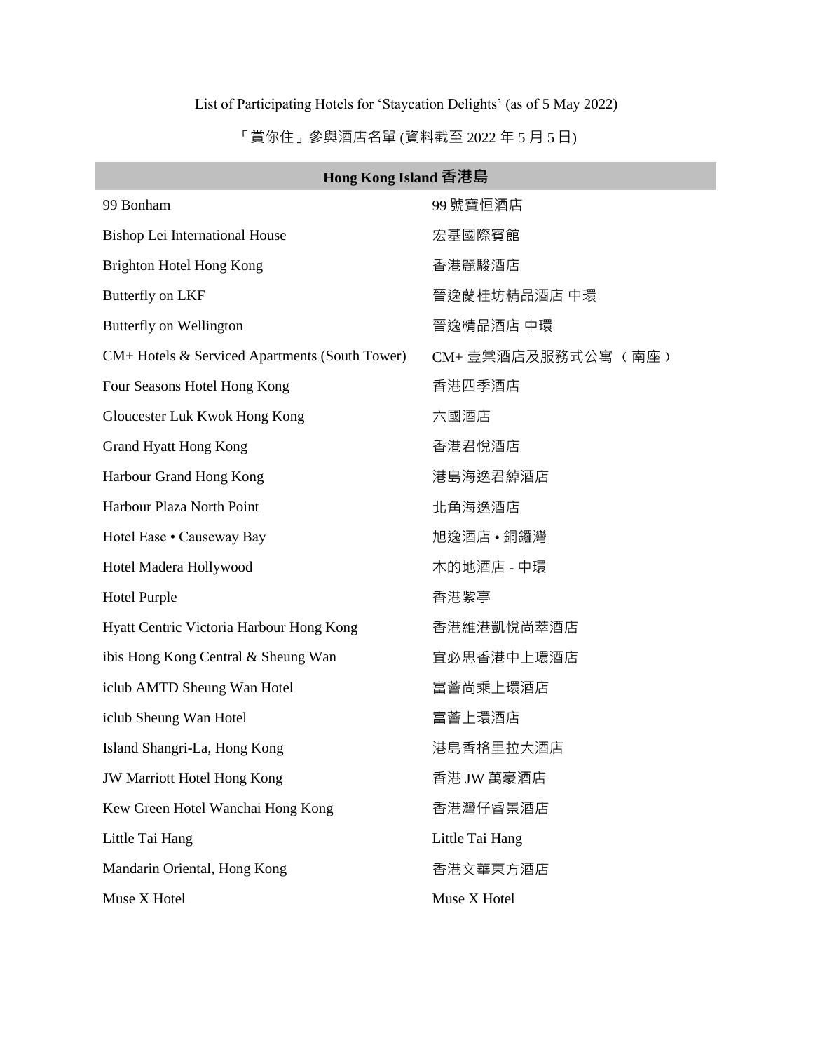List of Participating Hotels for 'Staycation Delights' (as of 5 May 2022)

「賞你住」參與酒店名單 (資料截至 2022 年 5 月 5 日)

| Hong Kong Island 香港島 | |
|---|---|
| 99 Bonham | 99 號寶恒酒店 |
| Bishop Lei International House | 宏基國際賓館 |
| Brighton Hotel Hong Kong | 香港麗駿酒店 |
| Butterfly on LKF | 晉逸蘭桂坊精品酒店 中環 |
| Butterfly on Wellington | 晉逸精品酒店 中環 |
| CM+ Hotels & Serviced Apartments (South Tower) | CM+ 壹棠酒店及服務式公寓 （南座） |
| Four Seasons Hotel Hong Kong | 香港四季酒店 |
| Gloucester Luk Kwok Hong Kong | 六國酒店 |
| Grand Hyatt Hong Kong | 香港君悅酒店 |
| Harbour Grand Hong Kong | 港島海逸君綽酒店 |
| Harbour Plaza North Point | 北角海逸酒店 |
| Hotel Ease • Causeway Bay | 旭逸酒店 • 銅鑼灣 |
| Hotel Madera Hollywood | 木的地酒店 - 中環 |
| Hotel Purple | 香港紫亭 |
| Hyatt Centric Victoria Harbour Hong Kong | 香港維港凱悅尚萃酒店 |
| ibis Hong Kong Central & Sheung Wan | 宜必思香港中上環酒店 |
| iclub AMTD Sheung Wan Hotel | 富薈尚乘上環酒店 |
| iclub Sheung Wan Hotel | 富薈上環酒店 |
| Island Shangri-La, Hong Kong | 港島香格里拉大酒店 |
| JW Marriott Hotel Hong Kong | 香港 JW 萬豪酒店 |
| Kew Green Hotel Wanchai Hong Kong | 香港灣仔睿景酒店 |
| Little Tai Hang | Little Tai Hang |
| Mandarin Oriental, Hong Kong | 香港文華東方酒店 |
| Muse X Hotel | Muse X Hotel |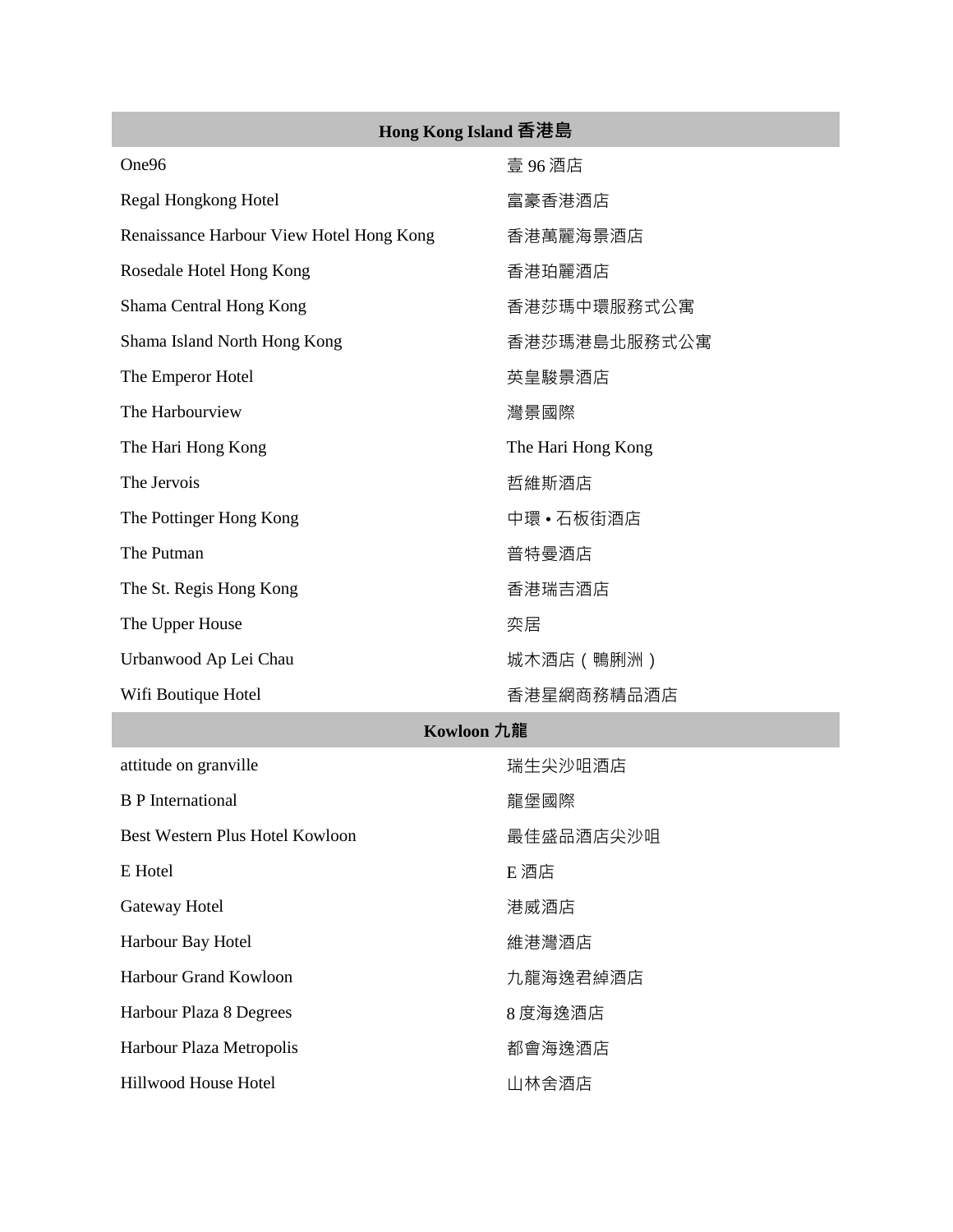| Hong Kong Island 香港島 | |
|---|---|
| One96 | 壹 96 酒店 |
| Regal Hongkong Hotel | 富豪香港酒店 |
| Renaissance Harbour View Hotel Hong Kong | 香港萬麗海景酒店 |
| Rosedale Hotel Hong Kong | 香港珀麗酒店 |
| Shama Central Hong Kong | 香港莎瑪中環服務式公寓 |
| Shama Island North Hong Kong | 香港莎瑪港島北服務式公寓 |
| The Emperor Hotel | 英皇駿景酒店 |
| The Harbourview | 灣景國際 |
| The Hari Hong Kong | The Hari Hong Kong |
| The Jervois | 哲維斯酒店 |
| The Pottinger Hong Kong | 中環 • 石板街酒店 |
| The Putman | 普特曼酒店 |
| The St. Regis Hong Kong | 香港瑞吉酒店 |
| The Upper House | 奕居 |
| Urbanwood Ap Lei Chau | 城木酒店（鴨脷洲） |
| Wifi Boutique Hotel | 香港星網商務精品酒店 |
| **Kowloon 九龍** | |
| attitude on granville | 瑞生尖沙咀酒店 |
| B P International | 龍堡國際 |
| Best Western Plus Hotel Kowloon | 最佳盛品酒店尖沙咀 |
| E Hotel | E 酒店 |
| Gateway Hotel | 港威酒店 |
| Harbour Bay Hotel | 維港灣酒店 |
| Harbour Grand Kowloon | 九龍海逸君綽酒店 |
| Harbour Plaza 8 Degrees | 8 度海逸酒店 |
| Harbour Plaza Metropolis | 都會海逸酒店 |
| Hillwood House Hotel | 山林舍酒店 |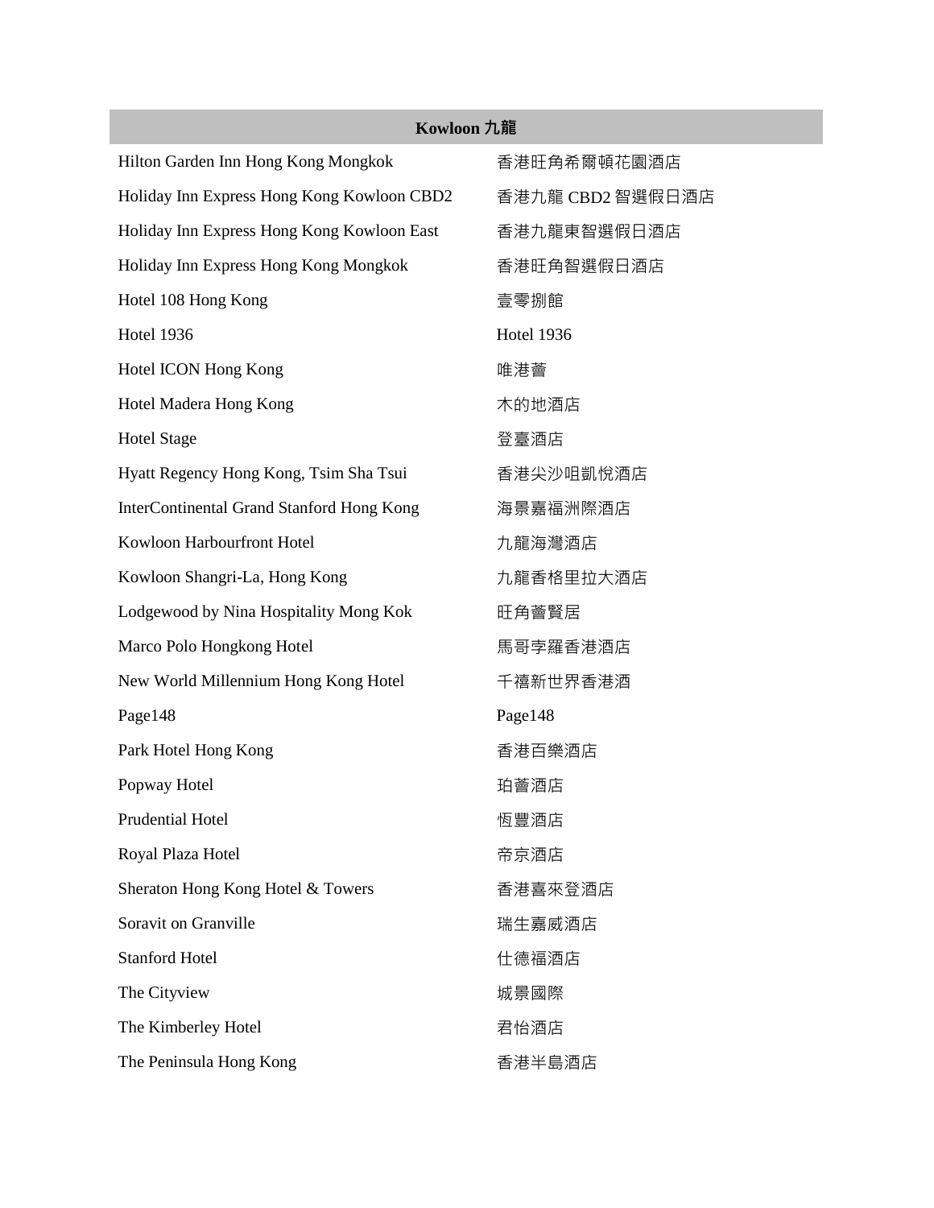| Kowloon 九龍 | |
|---|---|
| Hilton Garden Inn Hong Kong Mongkok | 香港旺角希爾頓花園酒店 |
| Holiday Inn Express Hong Kong Kowloon CBD2 | 香港九龍 CBD2 智選假日酒店 |
| Holiday Inn Express Hong Kong Kowloon East | 香港九龍東智選假日酒店 |
| Holiday Inn Express Hong Kong Mongkok | 香港旺角智選假日酒店 |
| Hotel 108 Hong Kong | 壹零捌館 |
| Hotel 1936 | Hotel 1936 |
| Hotel ICON Hong Kong | 唯港薈 |
| Hotel Madera Hong Kong | 木的地酒店 |
| Hotel Stage | 登臺酒店 |
| Hyatt Regency Hong Kong, Tsim Sha Tsui | 香港尖沙咀凱悅酒店 |
| InterContinental Grand Stanford Hong Kong | 海景嘉福洲際酒店 |
| Kowloon Harbourfront Hotel | 九龍海灣酒店 |
| Kowloon Shangri-La, Hong Kong | 九龍香格里拉大酒店 |
| Lodgewood by Nina Hospitality Mong Kok | 旺角薈賢居 |
| Marco Polo Hongkong Hotel | 馬哥孛羅香港酒店 |
| New World Millennium Hong Kong Hotel | 千禧新世界香港酒 |
| Page148 | Page148 |
| Park Hotel Hong Kong | 香港百樂酒店 |
| Popway Hotel | 珀薈酒店 |
| Prudential Hotel | 恆豐酒店 |
| Royal Plaza Hotel | 帝京酒店 |
| Sheraton Hong Kong Hotel & Towers | 香港喜來登酒店 |
| Soravit on Granville | 瑞生嘉威酒店 |
| Stanford Hotel | 仕德福酒店 |
| The Cityview | 城景國際 |
| The Kimberley Hotel | 君怡酒店 |
| The Peninsula Hong Kong | 香港半島酒店 |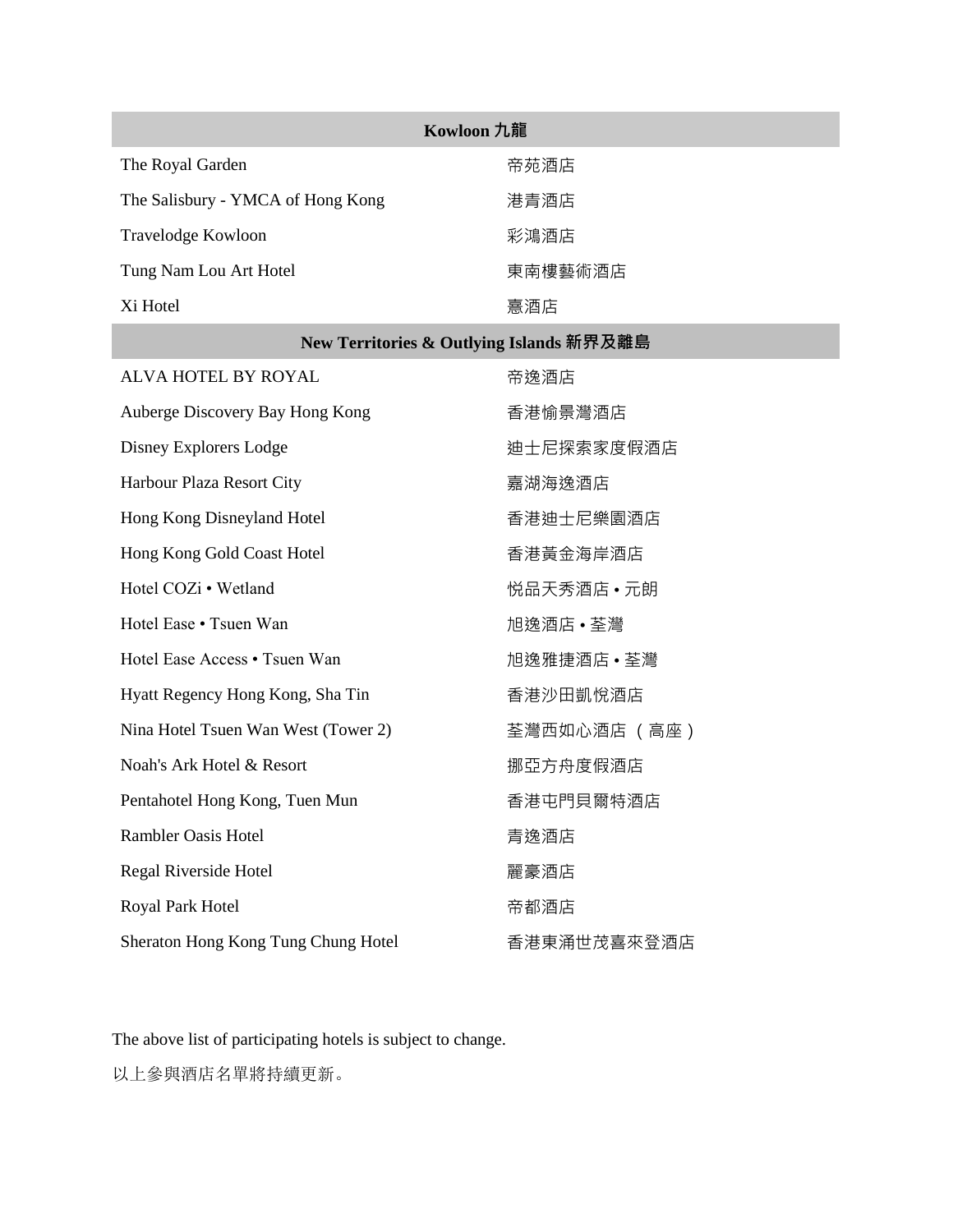| | |
|---|---|
| **Kowloon 九龍** | |
| The Royal Garden | 帝苑酒店 |
| The Salisbury - YMCA of Hong Kong | 港青酒店 |
| Travelodge Kowloon | 彩鴻酒店 |
| Tung Nam Lou Art Hotel | 東南樓藝術酒店 |
| Xi Hotel | 憙酒店 |
| **New Territories & Outlying Islands 新界及離島** | |
| ALVA HOTEL BY ROYAL | 帝逸酒店 |
| Auberge Discovery Bay Hong Kong | 香港愉景灣酒店 |
| Disney Explorers Lodge | 迪士尼探索家度假酒店 |
| Harbour Plaza Resort City | 嘉湖海逸酒店 |
| Hong Kong Disneyland Hotel | 香港迪士尼樂園酒店 |
| Hong Kong Gold Coast Hotel | 香港黃金海岸酒店 |
| Hotel COZi • Wetland | 悦品天秀酒店 • 元朗 |
| Hotel Ease • Tsuen Wan | 旭逸酒店 • 荃灣 |
| Hotel Ease Access • Tsuen Wan | 旭逸雅捷酒店 • 荃灣 |
| Hyatt Regency Hong Kong, Sha Tin | 香港沙田凱悅酒店 |
| Nina Hotel Tsuen Wan West (Tower 2) | 荃灣西如心酒店 （高座） |
| Noah's Ark Hotel & Resort | 挪亞方舟度假酒店 |
| Pentahotel Hong Kong, Tuen Mun | 香港屯門貝爾特酒店 |
| Rambler Oasis Hotel | 青逸酒店 |
| Regal Riverside Hotel | 麗豪酒店 |
| Royal Park Hotel | 帝都酒店 |
| Sheraton Hong Kong Tung Chung Hotel | 香港東涌世茂喜來登酒店 |

The above list of participating hotels is subject to change.

以上參與酒店名單將持續更新。